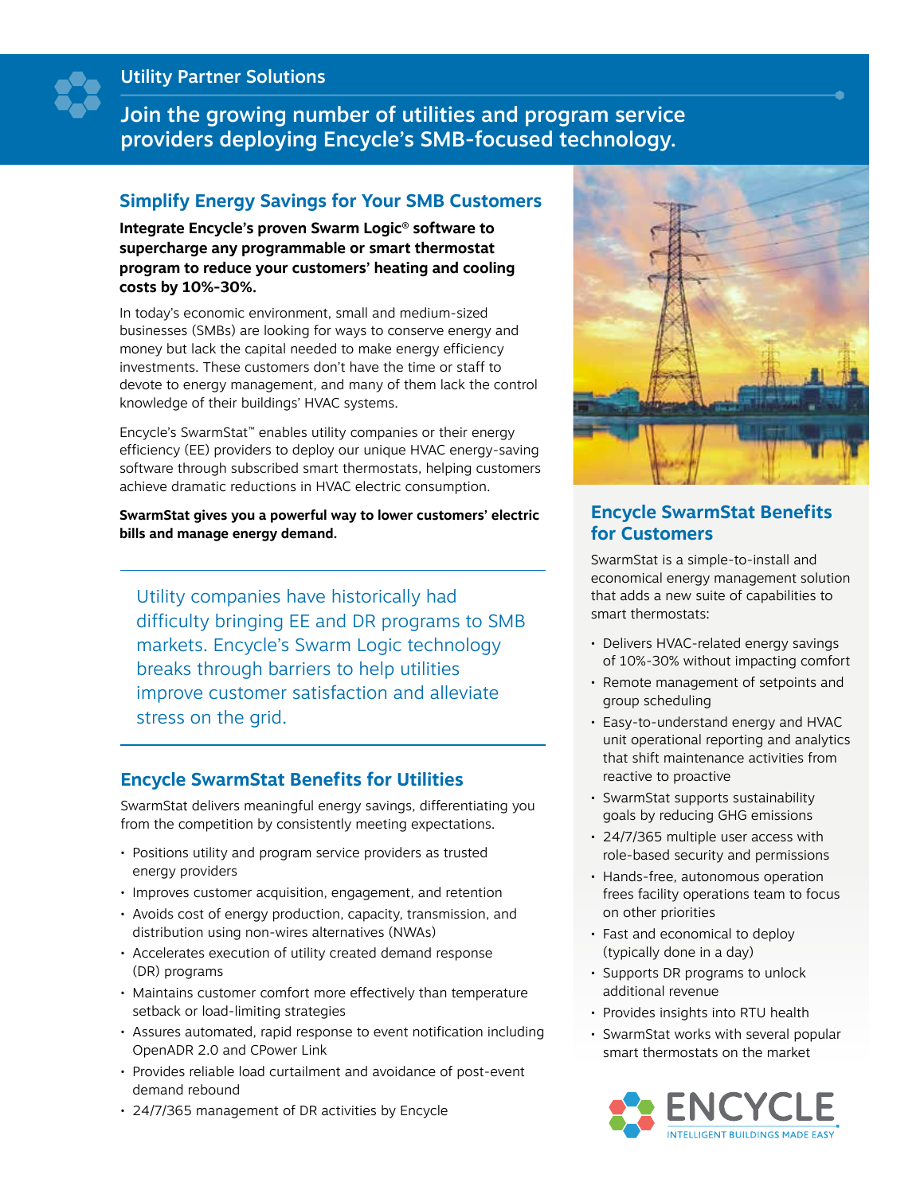Utility Partner Solutions

# Join the growing number of utilities and program service providers deploying Encycle's SMB-focused technology.

## Simplify Energy Savings for Your SMB Customers

**Integrate Encycle's proven Swarm Logic® software to supercharge any programmable or smart thermostat program to reduce your customers' heating and cooling costs by 10%-30%.**

In today's economic environment, small and medium-sized businesses (SMBs) are looking for ways to conserve energy and money but lack the capital needed to make energy efficiency investments. These customers don't have the time or staff to devote to energy management, and many of them lack the control knowledge of their buildings' HVAC systems.

Encycle's SwarmStat™ enables utility companies or their energy efficiency (EE) providers to deploy our unique HVAC energy-saving software through subscribed smart thermostats, helping customers achieve dramatic reductions in HVAC electric consumption.

**SwarmStat gives you a powerful way to lower customers' electric bills and manage energy demand.**

> Utility companies have historically had difficulty bringing EE and DR programs to SMB markets. Encycle's Swarm Logic technology breaks through barriers to help utilities improve customer satisfaction and alleviate stress on the grid.

## Encycle SwarmStat Benefits for Utilities

SwarmStat delivers meaningful energy savings, differentiating you from the competition by consistently meeting expectations.

- Positions utility and program service providers as trusted energy providers
- Improves customer acquisition, engagement, and retention
- Avoids cost of energy production, capacity, transmission, and distribution using non-wires alternatives (NWAs)
- Accelerates execution of utility created demand response (DR) programs
- Maintains customer comfort more effectively than temperature setback or load-limiting strategies
- Assures automated, rapid response to event notification including OpenADR 2.0 and CPower Link
- Provides reliable load curtailment and avoidance of post-event demand rebound
- 24/7/365 management of DR activities by Encycle

## Encycle SwarmStat Benefits for Customers

SwarmStat is a simple-to-install and economical energy management solution that adds a new suite of capabilities to smart thermostats:

- Delivers HVAC-related energy savings of 10%-30% without impacting comfort
- Remote management of setpoints and group scheduling
- Easy-to-understand energy and HVAC unit operational reporting and analytics that shift maintenance activities from reactive to proactive
- SwarmStat supports sustainability goals by reducing GHG emissions
- 24/7/365 multiple user access with role-based security and permissions
- Hands-free, autonomous operation frees facility operations team to focus on other priorities
- Fast and economical to deploy (typically done in a day)
- Supports DR programs to unlock additional revenue
- Provides insights into RTU health
- SwarmStat works with several popular smart thermostats on the market

ENCYCLE
INTELLIGENT BUILDINGS MADE EASY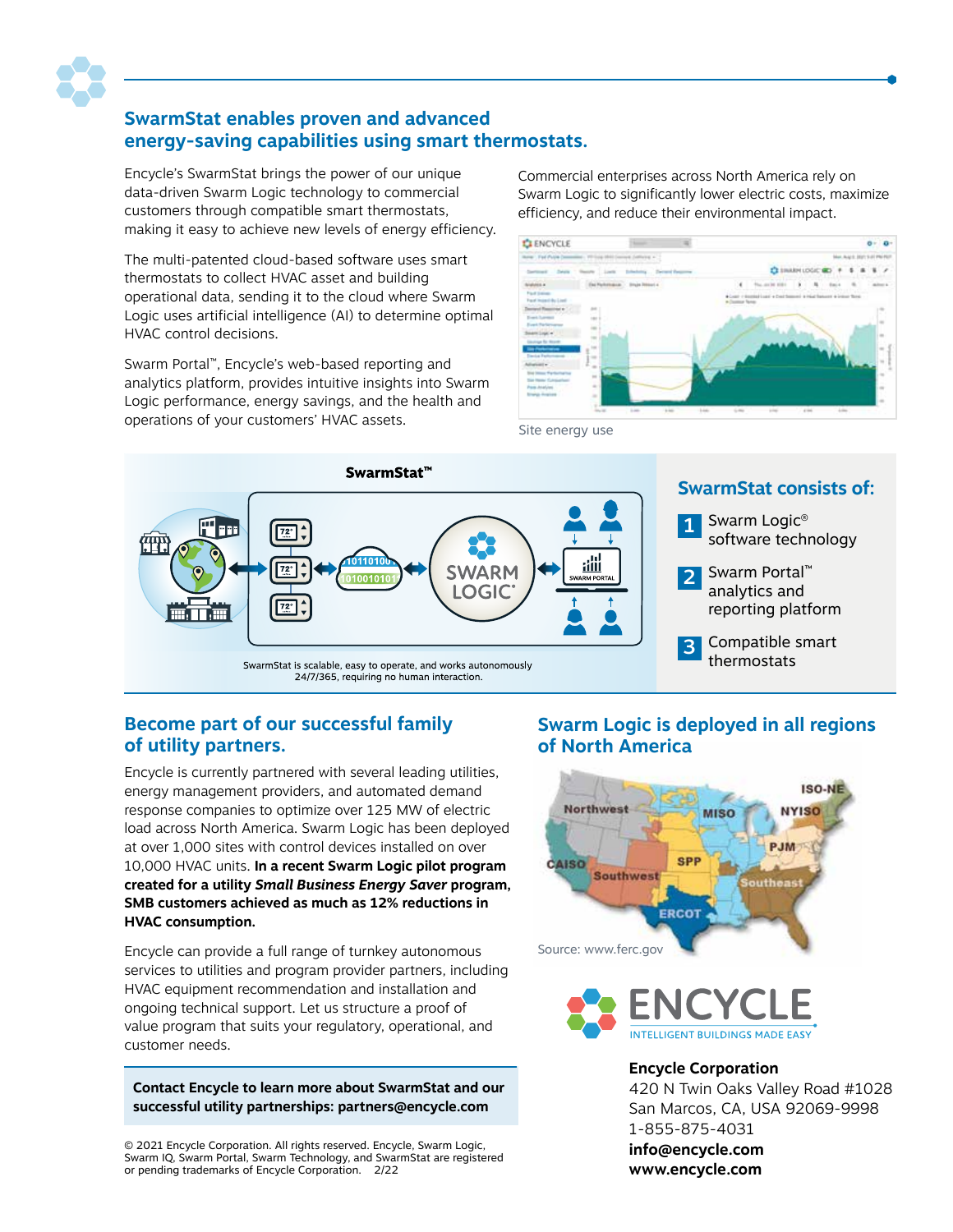## SwarmStat enables proven and advanced energy-saving capabilities using smart thermostats.

Encycle's SwarmStat brings the power of our unique data-driven Swarm Logic technology to commercial customers through compatible smart thermostats, making it easy to achieve new levels of energy efficiency.

The multi-patented cloud-based software uses smart thermostats to collect HVAC asset and building operational data, sending it to the cloud where Swarm Logic uses artificial intelligence (AI) to determine optimal HVAC control decisions.

Swarm Portal™, Encycle's web-based reporting and analytics platform, provides intuitive insights into Swarm Logic performance, energy savings, and the health and operations of your customers' HVAC assets.

Commercial enterprises across North America rely on Swarm Logic to significantly lower electric costs, maximize efficiency, and reduce their environmental impact.

Site energy use

SwarmStat™

SWARM LOGIC

SWARM PORTAL

SwarmStat is scalable, easy to operate, and works autonomously 24/7/365, requiring no human interaction.

### SwarmStat consists of:

1. Swarm Logic® software technology
2. Swarm Portal™ analytics and reporting platform
3. Compatible smart thermostats

## Become part of our successful family of utility partners.

Encycle is currently partnered with several leading utilities, energy management providers, and automated demand response companies to optimize over 125 MW of electric load across North America. Swarm Logic has been deployed at over 1,000 sites with control devices installed on over 10,000 HVAC units. **In a recent Swarm Logic pilot program created for a utility *Small Business Energy Saver* program, SMB customers achieved as much as 12% reductions in HVAC consumption.**

Encycle can provide a full range of turnkey autonomous services to utilities and program provider partners, including HVAC equipment recommendation and installation and ongoing technical support. Let us structure a proof of value program that suits your regulatory, operational, and customer needs.

**Contact Encycle to learn more about SwarmStat and our successful utility partnerships: partners@encycle.com**

## Swarm Logic is deployed in all regions of North America

Northwest
MISO
ISO-NE
NYISO
PJM
SPP
CAISO
Southwest
Southeast
ERCOT

Source: www.ferc.gov

ENCYCLE
INTELLIGENT BUILDINGS MADE EASY

**Encycle Corporation**
420 N Twin Oaks Valley Road #1028
San Marcos, CA, USA 92069-9998
1-855-875-4031
**info@encycle.com**
**www.encycle.com**

© 2021 Encycle Corporation. All rights reserved. Encycle, Swarm Logic, Swarm IQ, Swarm Portal, Swarm Technology, and SwarmStat are registered or pending trademarks of Encycle Corporation. 2/22